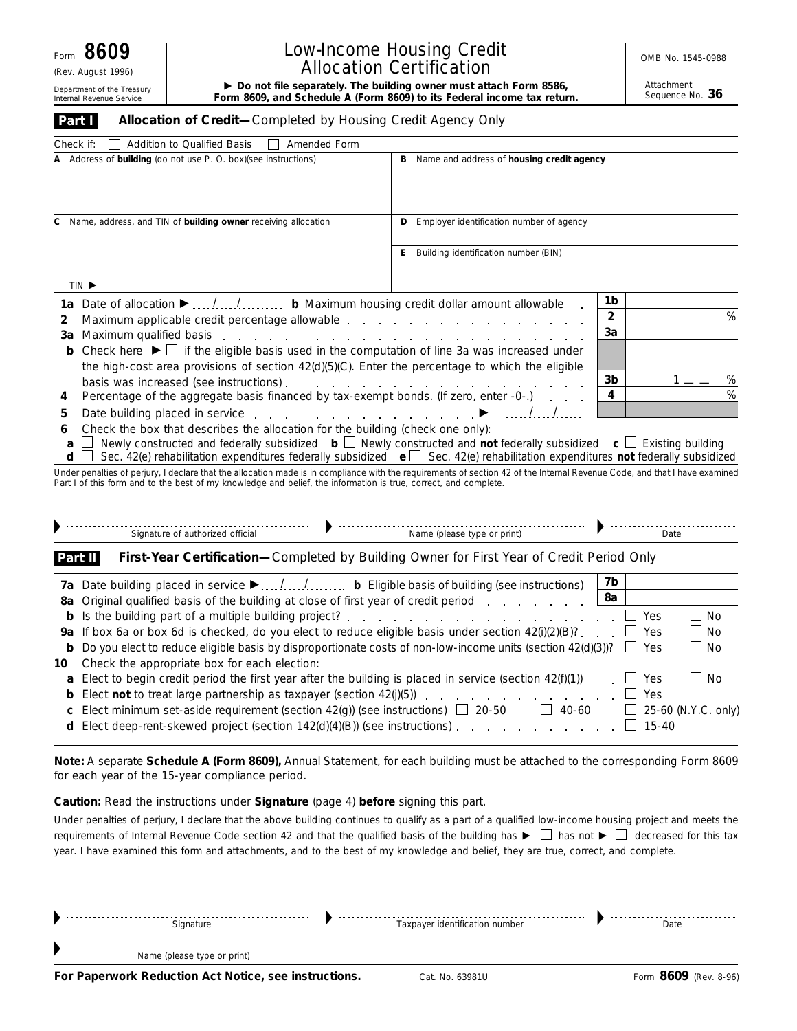Form **8609**
(Rev. August 1996)
Department of the Treasury
Internal Revenue Service

# Low-Income Housing Credit Allocation Certification

► **Do not file separately. The building owner must attach Form 8586, Form 8609, and Schedule A (Form 8609) to its Federal income tax return.**

OMB No. 1545-0988

Attachment Sequence No. **36**

## Part I — Allocation of Credit—Completed by Housing Credit Agency Only

Check if: ☐ Addition to Qualified Basis ☐ Amended Form

| | |
|---|---|
| **A** Address of **building** (do not use P. O. box)(see instructions) | **B** Name and address of **housing credit agency** |
| **C** Name, address, and TIN of **building owner** receiving allocation<br><br>TIN ► | **D** Employer identification number of agency<br><br>**E** Building identification number (BIN) |

| | | | |
|---|---|---|---|
| **1a** | Date of allocation ► ___/___/___ **b** Maximum housing credit dollar amount allowable | **1b** | |
| **2** | Maximum applicable credit percentage allowable | **2** | % |
| **3a** | Maximum qualified basis | **3a** | |
| **b** | Check here ► ☐ if the eligible basis used in the computation of line 3a was increased under the high-cost area provisions of section 42(d)(5)(C). Enter the percentage to which the eligible basis was increased (see instructions) | **3b** | 1 __ __ % |
| **4** | Percentage of the aggregate basis financed by tax-exempt bonds. (If zero, enter -0-.) | **4** | % |
| **5** | Date building placed in service ► ___/___/___ | | |

**6** Check the box that describes the allocation for the building (check one only):
**a** ☐ Newly constructed and federally subsidized **b** ☐ Newly constructed and **not** federally subsidized **c** ☐ Existing building
**d** ☐ Sec. 42(e) rehabilitation expenditures federally subsidized **e** ☐ Sec. 42(e) rehabilitation expenditures **not** federally subsidized

Under penalties of perjury, I declare that the allocation made is in compliance with the requirements of section 42 of the Internal Revenue Code, and that I have examined Part I of this form and to the best of my knowledge and belief, the information is true, correct, and complete.

► Signature of authorized official ► Name (please type or print) ► Date

## Part II — First-Year Certification—Completed by Building Owner for First Year of Credit Period Only

| | | | |
|---|---|---|---|
| **7a** | Date building placed in service ► ___/___/___ **b** Eligible basis of building (see instructions) | **7b** | |
| **8a** | Original qualified basis of the building at close of first year of credit period | **8a** | |
| **b** | Is the building part of a multiple building project? | | ☐ Yes ☐ No |
| **9a** | If box 6a or box 6d is checked, do you elect to reduce eligible basis under section 42(i)(2)(B)? | | ☐ Yes ☐ No |
| **b** | Do you elect to reduce eligible basis by disproportionate costs of non-low-income units (section 42(d)(3))? | | ☐ Yes ☐ No |
| **10** | Check the appropriate box for each election: | | |
| **a** | Elect to begin credit period the first year after the building is placed in service (section 42(f)(1)) | | ☐ Yes ☐ No |
| **b** | Elect **not** to treat large partnership as taxpayer (section 42(j)(5)) | | ☐ Yes |
| **c** | Elect minimum set-aside requirement (section 42(g)) (see instructions) ☐ 20-50 ☐ 40-60 | | ☐ 25-60 (N.Y.C. only) |
| **d** | Elect deep-rent-skewed project (section 142(d)(4)(B)) (see instructions) | | ☐ 15-40 |

**Note:** A separate **Schedule A (Form 8609),** Annual Statement, for each building must be attached to the corresponding Form 8609 for each year of the 15-year compliance period.

**Caution:** Read the instructions under **Signature** (page 4) **before** signing this part.

Under penalties of perjury, I declare that the above building continues to qualify as a part of a qualified low-income housing project and meets the requirements of Internal Revenue Code section 42 and that the qualified basis of the building has ► ☐ has not ► ☐ decreased for this tax year. I have examined this form and attachments, and to the best of my knowledge and belief, they are true, correct, and complete.

► Signature ► Taxpayer identification number ► Date

► Name (please type or print)

**For Paperwork Reduction Act Notice, see instructions.** Cat. No. 63981U Form **8609** (Rev. 8-96)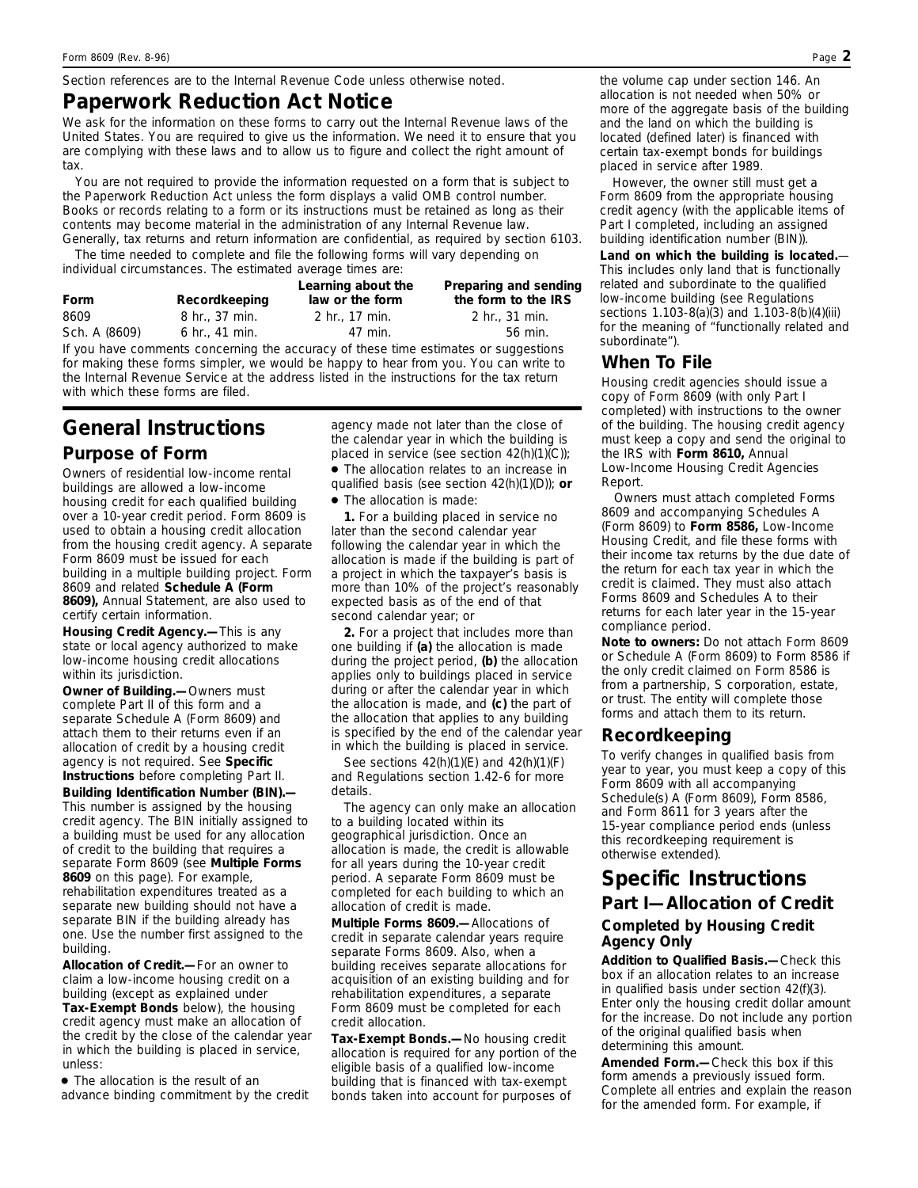Section references are to the Internal Revenue Code unless otherwise noted.

# Paperwork Reduction Act Notice

We ask for the information on these forms to carry out the Internal Revenue laws of the United States. You are required to give us the information. We need it to ensure that you are complying with these laws and to allow us to figure and collect the right amount of tax.

You are not required to provide the information requested on a form that is subject to the Paperwork Reduction Act unless the form displays a valid OMB control number. Books or records relating to a form or its instructions must be retained as long as their contents may become material in the administration of any Internal Revenue law. Generally, tax returns and return information are confidential, as required by section 6103.

The time needed to complete and file the following forms will vary depending on individual circumstances. The estimated average times are:

| Form | Recordkeeping | Learning about the law or the form | Preparing and sending the form to the IRS |
|---|---|---|---|
| 8609 | 8 hr., 37 min. | 2 hr., 17 min. | 2 hr., 31 min. |
| Sch. A (8609) | 6 hr., 41 min. | 47 min. | 56 min. |

If you have comments concerning the accuracy of these time estimates or suggestions for making these forms simpler, we would be happy to hear from you. You can write to the Internal Revenue Service at the address listed in the instructions for the tax return with which these forms are filed.

# General Instructions

## Purpose of Form

Owners of residential low-income rental buildings are allowed a low-income housing credit for each qualified building over a 10-year credit period. Form 8609 is used to obtain a housing credit allocation from the housing credit agency. A separate Form 8609 must be issued for each building in a multiple building project. Form 8609 and related **Schedule A (Form 8609),** Annual Statement, are also used to certify certain information.

**Housing Credit Agency.—** This is any state or local agency authorized to make low-income housing credit allocations within its jurisdiction.

**Owner of Building.—** Owners must complete Part II of this form and a separate Schedule A (Form 8609) and attach them to their returns even if an allocation of credit by a housing credit agency is not required. See **Specific Instructions** before completing Part II.

**Building Identification Number (BIN).—** This number is assigned by the housing credit agency. The BIN initially assigned to a building must be used for any allocation of credit to the building that requires a separate Form 8609 (see **Multiple Forms 8609** on this page). For example, rehabilitation expenditures treated as a separate new building should not have a separate BIN if the building already has one. Use the number first assigned to the building.

**Allocation of Credit.—** For an owner to claim a low-income housing credit on a building (except as explained under **Tax-Exempt Bonds** below), the housing credit agency must make an allocation of the credit by the close of the calendar year in which the building is placed in service, unless:

- The allocation is the result of an advance binding commitment by the credit agency made not later than the close of the calendar year in which the building is placed in service (see section 42(h)(1)(C));
- The allocation relates to an increase in qualified basis (see section 42(h)(1)(D)); **or**
- The allocation is made:

**1.** For a building placed in service no later than the second calendar year following the calendar year in which the allocation is made if the building is part of a project in which the taxpayer's basis is more than 10% of the project's reasonably expected basis as of the end of that second calendar year; or

**2.** For a project that includes more than one building if **(a)** the allocation is made during the project period, **(b)** the allocation applies only to buildings placed in service during or after the calendar year in which the allocation is made, and **(c)** the part of the allocation that applies to any building is specified by the end of the calendar year in which the building is placed in service.

See sections 42(h)(1)(E) and 42(h)(1)(F) and Regulations section 1.42-6 for more details.

The agency can only make an allocation to a building located within its geographical jurisdiction. Once an allocation is made, the credit is allowable for all years during the 10-year credit period. A separate Form 8609 must be completed for each building to which an allocation of credit is made.

**Multiple Forms 8609.—** Allocations of credit in separate calendar years require separate Forms 8609. Also, when a building receives separate allocations for acquisition of an existing building and for rehabilitation expenditures, a separate Form 8609 must be completed for each credit allocation.

**Tax-Exempt Bonds.—** No housing credit allocation is required for any portion of the eligible basis of a qualified low-income building that is financed with tax-exempt bonds taken into account for purposes of the volume cap under section 146. An allocation is not needed when 50% or more of the aggregate basis of the building and the land on which the building is located (defined later) is financed with certain tax-exempt bonds for buildings placed in service after 1989.

However, the owner still must get a Form 8609 from the appropriate housing credit agency (with the applicable items of Part I completed, including an assigned building identification number (BIN)).

**Land on which the building is located.**— This includes only land that is functionally related and subordinate to the qualified low-income building (see Regulations sections 1.103-8(a)(3) and 1.103-8(b)(4)(iii) for the meaning of "functionally related and subordinate").

## When To File

Housing credit agencies should issue a copy of Form 8609 (with only Part I completed) with instructions to the owner of the building. The housing credit agency must keep a copy and send the original to the IRS with **Form 8610,** Annual Low-Income Housing Credit Agencies Report.

Owners must attach completed Forms 8609 and accompanying Schedules A (Form 8609) to **Form 8586,** Low-Income Housing Credit, and file these forms with their income tax returns by the due date of the return for each tax year in which the credit is claimed. They must also attach Forms 8609 and Schedules A to their returns for each later year in the 15-year compliance period.

**Note to owners:** Do not attach Form 8609 or Schedule A (Form 8609) to Form 8586 if the only credit claimed on Form 8586 is from a partnership, S corporation, estate, or trust. The entity will complete those forms and attach them to its return.

## Recordkeeping

To verify changes in qualified basis from year to year, you must keep a copy of this Form 8609 with all accompanying Schedule(s) A (Form 8609), Form 8586, and Form 8611 for 3 years after the 15-year compliance period ends (unless this recordkeeping requirement is otherwise extended).

# Specific Instructions

## Part I—Allocation of Credit

### Completed by Housing Credit Agency Only

**Addition to Qualified Basis.—** Check this box if an allocation relates to an increase in qualified basis under section 42(f)(3). Enter only the housing credit dollar amount for the increase. Do not include any portion of the original qualified basis when determining this amount.

**Amended Form.—** Check this box if this form amends a previously issued form. Complete all entries and explain the reason for the amended form. For example, if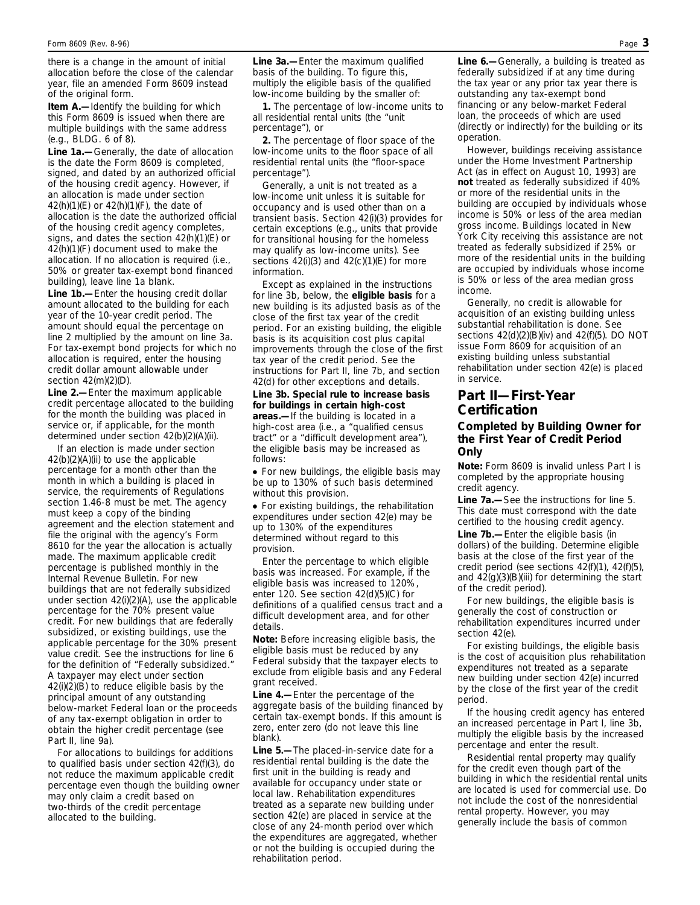there is a change in the amount of initial allocation before the close of the calendar year, file an amended Form 8609 instead of the original form.

**Item A.—** Identify the building for which this Form 8609 is issued when there are multiple buildings with the same address (e.g., BLDG. 6 of 8).

**Line 1a.—** Generally, the date of allocation is the date the Form 8609 is completed, signed, and dated by an authorized official of the housing credit agency. However, if an allocation is made under section 42(h)(1)(E) or 42(h)(1)(F), the date of allocation is the date the authorized official of the housing credit agency completes, signs, and dates the section 42(h)(1)(E) or 42(h)(1)(F) document used to make the allocation. If no allocation is required (i.e., 50% or greater tax-exempt bond financed building), leave line 1a blank.

**Line 1b.—** Enter the housing credit dollar amount allocated to the building for each year of the 10-year credit period. The amount should equal the percentage on line 2 multiplied by the amount on line 3a. For tax-exempt bond projects for which no allocation is required, enter the housing credit dollar amount allowable under section 42(m)(2)(D).

**Line 2.—** Enter the maximum applicable credit percentage allocated to the building for the month the building was placed in service or, if applicable, for the month determined under section 42(b)(2)(A)(ii).

If an election is made under section 42(b)(2)(A)(ii) to use the applicable percentage for a month other than the month in which a building is placed in service, the requirements of Regulations section 1.46-8 must be met. The agency must keep a copy of the binding agreement and the election statement and file the original with the agency's Form 8610 for the year the allocation is actually made. The maximum applicable credit percentage is published monthly in the Internal Revenue Bulletin. For new buildings that are not federally subsidized under section 42(i)(2)(A), use the applicable percentage for the 70% present value credit. For new buildings that are federally subsidized, or existing buildings, use the applicable percentage for the 30% present value credit. See the instructions for line 6 for the definition of "Federally subsidized." A taxpayer may elect under section 42(i)(2)(B) to reduce eligible basis by the principal amount of any outstanding below-market Federal loan or the proceeds of any tax-exempt obligation in order to obtain the higher credit percentage (see Part II, line 9a).

For allocations to buildings for additions to qualified basis under section 42(f)(3), do not reduce the maximum applicable credit percentage even though the building owner may only claim a credit based on two-thirds of the credit percentage allocated to the building.

**Line 3a.—** Enter the maximum qualified basis of the building. To figure this, multiply the eligible basis of the qualified low-income building by the smaller of:

**1.** The percentage of low-income units to all residential rental units (the "unit percentage"), or

**2.** The percentage of floor space of the low-income units to the floor space of all residential rental units (the "floor-space percentage").

Generally, a unit is not treated as a low-income unit unless it is suitable for occupancy and is used other than on a transient basis. Section 42(i)(3) provides for certain exceptions (e.g., units that provide for transitional housing for the homeless may qualify as low-income units). See sections 42(i)(3) and 42(c)(1)(E) for more information.

Except as explained in the instructions for line 3b, below, the **eligible basis** for a new building is its adjusted basis as of the close of the first tax year of the credit period. For an existing building, the eligible basis is its acquisition cost plus capital improvements through the close of the first tax year of the credit period. See the instructions for Part II, line 7b, and section 42(d) for other exceptions and details.

**Line 3b. Special rule to increase basis for buildings in certain high-cost areas.—** If the building is located in a high-cost area (i.e., a "qualified census tract" or a "difficult development area"), the eligible basis may be increased as follows:

- For new buildings, the eligible basis may be up to 130% of such basis determined without this provision.
- For existing buildings, the rehabilitation expenditures under section 42(e) may be up to 130% of the expenditures determined without regard to this provision.

Enter the percentage to which eligible basis was increased. For example, if the eligible basis was increased to 120%, enter 120. See section 42(d)(5)(C) for definitions of a qualified census tract and a difficult development area, and for other details.

**Note:** Before increasing eligible basis, the eligible basis must be reduced by any Federal subsidy that the taxpayer elects to exclude from eligible basis and any Federal grant received.

**Line 4.—** Enter the percentage of the aggregate basis of the building financed by certain tax-exempt bonds. If this amount is zero, enter zero (do not leave this line blank).

**Line 5.—** The placed-in-service date for a residential rental building is the date the first unit in the building is ready and available for occupancy under state or local law. Rehabilitation expenditures treated as a separate new building under section 42(e) are placed in service at the close of any 24-month period over which the expenditures are aggregated, whether or not the building is occupied during the rehabilitation period.

**Line 6.—** Generally, a building is treated as federally subsidized if at any time during the tax year or any prior tax year there is outstanding any tax-exempt bond financing or any below-market Federal loan, the proceeds of which are used (directly or indirectly) for the building or its operation.

However, buildings receiving assistance under the Home Investment Partnership Act (as in effect on August 10, 1993) are **not** treated as federally subsidized if 40% or more of the residential units in the building are occupied by individuals whose income is 50% or less of the area median gross income. Buildings located in New York City receiving this assistance are not treated as federally subsidized if 25% or more of the residential units in the building are occupied by individuals whose income is 50% or less of the area median gross income.

Generally, no credit is allowable for acquisition of an existing building unless substantial rehabilitation is done. See sections 42(d)(2)(B)(iv) and 42(f)(5). DO NOT issue Form 8609 for acquisition of an existing building unless substantial rehabilitation under section 42(e) is placed in service.

## Part II—First-Year Certification

### Completed by Building Owner for the First Year of Credit Period Only

**Note:** Form 8609 is invalid unless Part I is completed by the appropriate housing credit agency.

**Line 7a.—** See the instructions for line 5. This date must correspond with the date certified to the housing credit agency.

**Line 7b.—** Enter the eligible basis (in dollars) of the building. Determine eligible basis at the close of the first year of the credit period (see sections 42(f)(1), 42(f)(5), and 42(g)(3)(B)(iii) for determining the start of the credit period).

For new buildings, the eligible basis is generally the cost of construction or rehabilitation expenditures incurred under section 42(e).

For existing buildings, the eligible basis is the cost of acquisition plus rehabilitation expenditures not treated as a separate new building under section 42(e) incurred by the close of the first year of the credit period.

If the housing credit agency has entered an increased percentage in Part I, line 3b, multiply the eligible basis by the increased percentage and enter the result.

Residential rental property may qualify for the credit even though part of the building in which the residential rental units are located is used for commercial use. Do not include the cost of the nonresidential rental property. However, you may generally include the basis of common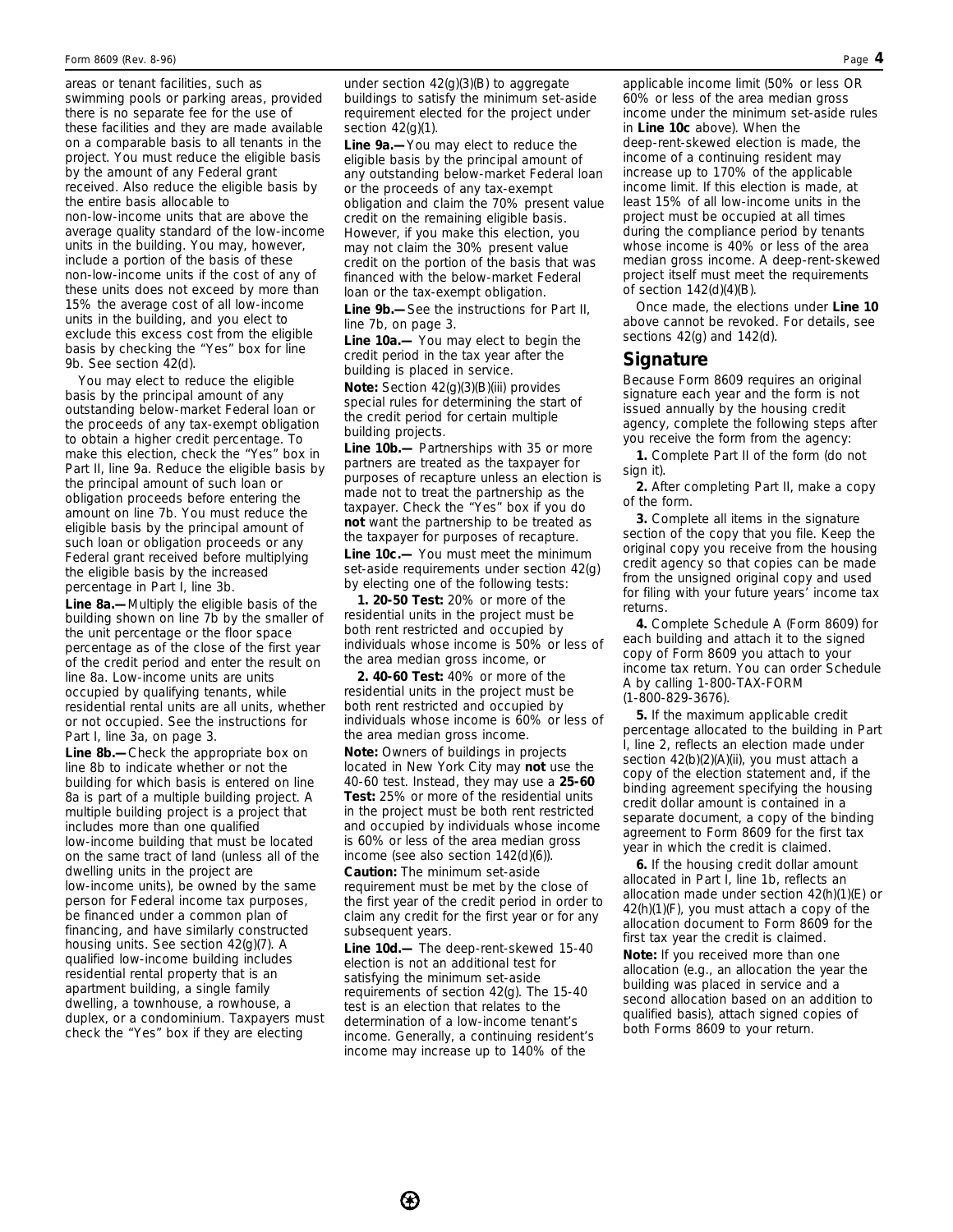areas or tenant facilities, such as swimming pools or parking areas, provided there is no separate fee for the use of these facilities and they are made available on a comparable basis to all tenants in the project. You must reduce the eligible basis by the amount of any Federal grant received. Also reduce the eligible basis by the entire basis allocable to non-low-income units that are above the average quality standard of the low-income units in the building. You may, however, include a portion of the basis of these non-low-income units if the cost of any of these units does not exceed by more than 15% the average cost of all low-income units in the building, and you elect to exclude this excess cost from the eligible basis by checking the "Yes" box for line 9b. See section 42(d).

You may elect to reduce the eligible basis by the principal amount of any outstanding below-market Federal loan or the proceeds of any tax-exempt obligation to obtain a higher credit percentage. To make this election, check the "Yes" box in Part II, line 9a. Reduce the eligible basis by the principal amount of such loan or obligation proceeds before entering the amount on line 7b. You must reduce the eligible basis by the principal amount of such loan or obligation proceeds or any Federal grant received before multiplying the eligible basis by the increased percentage in Part I, line 3b.

**Line 8a.—** Multiply the eligible basis of the building shown on line 7b by the smaller of the unit percentage or the floor space percentage as of the close of the first year of the credit period and enter the result on line 8a. Low-income units are units occupied by qualifying tenants, while residential rental units are all units, whether or not occupied. See the instructions for Part I, line 3a, on page 3.

**Line 8b.—** Check the appropriate box on line 8b to indicate whether or not the building for which basis is entered on line 8a is part of a multiple building project. A multiple building project is a project that includes more than one qualified low-income building that must be located on the same tract of land (unless all of the dwelling units in the project are low-income units), be owned by the same person for Federal income tax purposes, be financed under a common plan of financing, and have similarly constructed housing units. See section 42(g)(7). A qualified low-income building includes residential rental property that is an apartment building, a single family dwelling, a townhouse, a rowhouse, a duplex, or a condominium. Taxpayers must check the "Yes" box if they are electing under section 42(g)(3)(B) to aggregate buildings to satisfy the minimum set-aside requirement elected for the project under section 42(g)(1).

**Line 9a.—** You may elect to reduce the eligible basis by the principal amount of any outstanding below-market Federal loan or the proceeds of any tax-exempt obligation and claim the 70% present value credit on the remaining eligible basis. However, if you make this election, you may not claim the 30% present value credit on the portion of the basis that was financed with the below-market Federal loan or the tax-exempt obligation.

**Line 9b.—** See the instructions for Part II, line 7b, on page 3.

**Line 10a.—** You may elect to begin the credit period in the tax year after the building is placed in service.

**Note:** Section 42(g)(3)(B)(iii) provides special rules for determining the start of the credit period for certain multiple building projects.

**Line 10b.—** Partnerships with 35 or more partners are treated as the taxpayer for purposes of recapture unless an election is made not to treat the partnership as the taxpayer. Check the "Yes" box if you do **not** want the partnership to be treated as the taxpayer for purposes of recapture.

**Line 10c.—** You must meet the minimum set-aside requirements under section 42(g) by electing one of the following tests:

**1. 20-50 Test:** 20% or more of the residential units in the project must be both rent restricted and occupied by individuals whose income is 50% or less of the area median gross income, or

**2. 40-60 Test:** 40% or more of the residential units in the project must be both rent restricted and occupied by individuals whose income is 60% or less of the area median gross income.

**Note:** Owners of buildings in projects located in New York City may **not** use the 40-60 test. Instead, they may use a **25-60 Test:** 25% or more of the residential units in the project must be both rent restricted and occupied by individuals whose income is 60% or less of the area median gross income (see also section 142(d)(6)).

**Caution:** The minimum set-aside requirement must be met by the close of the first year of the credit period in order to claim any credit for the first year or for any subsequent years.

**Line 10d.—** The deep-rent-skewed 15-40 election is not an additional test for satisfying the minimum set-aside requirements of section 42(g). The 15-40 test is an election that relates to the determination of a low-income tenant's income. Generally, a continuing resident's income may increase up to 140% of the applicable income limit (50% or less OR 60% or less of the area median gross income under the minimum set-aside rules in **Line 10c** above). When the deep-rent-skewed election is made, the income of a continuing resident may increase up to 170% of the applicable income limit. If this election is made, at least 15% of all low-income units in the project must be occupied at all times during the compliance period by tenants whose income is 40% or less of the area median gross income. A deep-rent-skewed project itself must meet the requirements of section 142(d)(4)(B).

Once made, the elections under **Line 10** above cannot be revoked. For details, see sections 42(g) and 142(d).

## Signature

Because Form 8609 requires an original signature each year and the form is not issued annually by the housing credit agency, complete the following steps after you receive the form from the agency:

**1.** Complete Part II of the form (do not sign it).

**2.** After completing Part II, make a copy of the form.

**3.** Complete all items in the signature section of the copy that you file. Keep the original copy you receive from the housing credit agency so that copies can be made from the unsigned original copy and used for filing with your future years' income tax returns.

**4.** Complete Schedule A (Form 8609) for each building and attach it to the signed copy of Form 8609 you attach to your income tax return. You can order Schedule A by calling 1-800-TAX-FORM (1-800-829-3676).

**5.** If the maximum applicable credit percentage allocated to the building in Part I, line 2, reflects an election made under section 42(b)(2)(A)(ii), you must attach a copy of the election statement and, if the binding agreement specifying the housing credit dollar amount is contained in a separate document, a copy of the binding agreement to Form 8609 for the first tax year in which the credit is claimed.

**6.** If the housing credit dollar amount allocated in Part I, line 1b, reflects an allocation made under section 42(h)(1)(E) or 42(h)(1)(F), you must attach a copy of the allocation document to Form 8609 for the first tax year the credit is claimed.

**Note:** If you received more than one allocation (e.g., an allocation the year the building was placed in service and a second allocation based on an addition to qualified basis), attach signed copies of both Forms 8609 to your return.